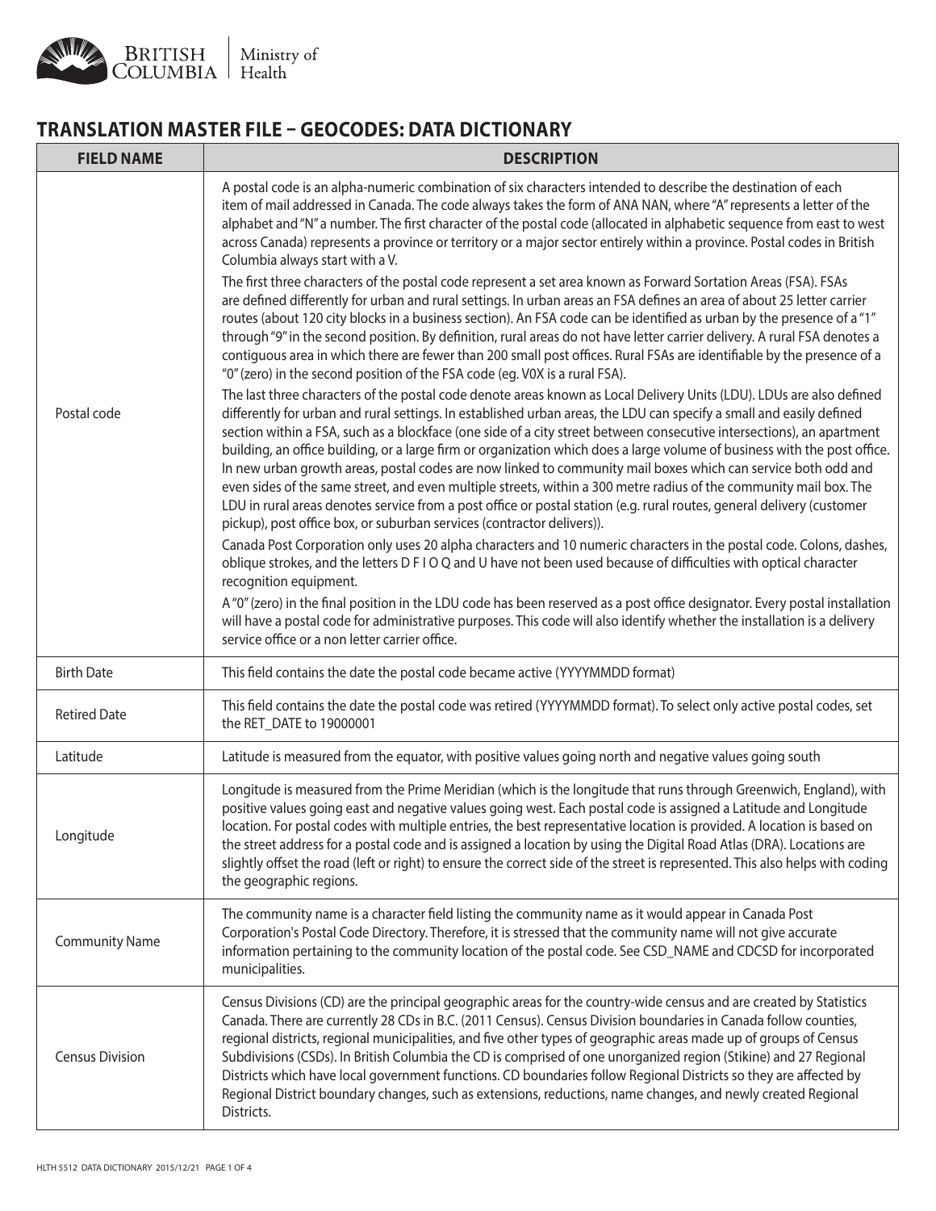## TRANSLATION MASTER FILE – GEOCODES: DATA DICTIONARY

| FIELD NAME | DESCRIPTION |
|---|---|
| Postal code | A postal code is an alpha-numeric combination of six characters intended to describe the destination of each item of mail addressed in Canada. The code always takes the form of ANA NAN, where "A" represents a letter of the alphabet and "N" a number. The first character of the postal code (allocated in alphabetic sequence from east to west across Canada) represents a province or territory or a major sector entirely within a province. Postal codes in British Columbia always start with a V.<br><br>The first three characters of the postal code represent a set area known as Forward Sortation Areas (FSA). FSAs are defined differently for urban and rural settings. In urban areas an FSA defines an area of about 25 letter carrier routes (about 120 city blocks in a business section). An FSA code can be identified as urban by the presence of a "1" through "9" in the second position. By definition, rural areas do not have letter carrier delivery. A rural FSA denotes a contiguous area in which there are fewer than 200 small post offices. Rural FSAs are identifiable by the presence of a "0" (zero) in the second position of the FSA code (eg. V0X is a rural FSA).<br><br>The last three characters of the postal code denote areas known as Local Delivery Units (LDU). LDUs are also defined differently for urban and rural settings. In established urban areas, the LDU can specify a small and easily defined section within a FSA, such as a blockface (one side of a city street between consecutive intersections), an apartment building, an office building, or a large firm or organization which does a large volume of business with the post office. In new urban growth areas, postal codes are now linked to community mail boxes which can service both odd and even sides of the same street, and even multiple streets, within a 300 metre radius of the community mail box. The LDU in rural areas denotes service from a post office or postal station (e.g. rural routes, general delivery (customer pickup), post office box, or suburban services (contractor delivers)).<br><br>Canada Post Corporation only uses 20 alpha characters and 10 numeric characters in the postal code. Colons, dashes, oblique strokes, and the letters D F I O Q and U have not been used because of difficulties with optical character recognition equipment.<br><br>A "0" (zero) in the final position in the LDU code has been reserved as a post office designator. Every postal installation will have a postal code for administrative purposes. This code will also identify whether the installation is a delivery service office or a non letter carrier office. |
| Birth Date | This field contains the date the postal code became active (YYYYMMDD format) |
| Retired Date | This field contains the date the postal code was retired (YYYYMMDD format). To select only active postal codes, set the RET_DATE to 19000001 |
| Latitude | Latitude is measured from the equator, with positive values going north and negative values going south |
| Longitude | Longitude is measured from the Prime Meridian (which is the longitude that runs through Greenwich, England), with positive values going east and negative values going west. Each postal code is assigned a Latitude and Longitude location. For postal codes with multiple entries, the best representative location is provided. A location is based on the street address for a postal code and is assigned a location by using the Digital Road Atlas (DRA). Locations are slightly offset the road (left or right) to ensure the correct side of the street is represented. This also helps with coding the geographic regions. |
| Community Name | The community name is a character field listing the community name as it would appear in Canada Post Corporation's Postal Code Directory. Therefore, it is stressed that the community name will not give accurate information pertaining to the community location of the postal code. See CSD_NAME and CDCSD for incorporated municipalities. |
| Census Division | Census Divisions (CD) are the principal geographic areas for the country-wide census and are created by Statistics Canada. There are currently 28 CDs in B.C. (2011 Census). Census Division boundaries in Canada follow counties, regional districts, regional municipalities, and five other types of geographic areas made up of groups of Census Subdivisions (CSDs). In British Columbia the CD is comprised of one unorganized region (Stikine) and 27 Regional Districts which have local government functions. CD boundaries follow Regional Districts so they are affected by Regional District boundary changes, such as extensions, reductions, name changes, and newly created Regional Districts. |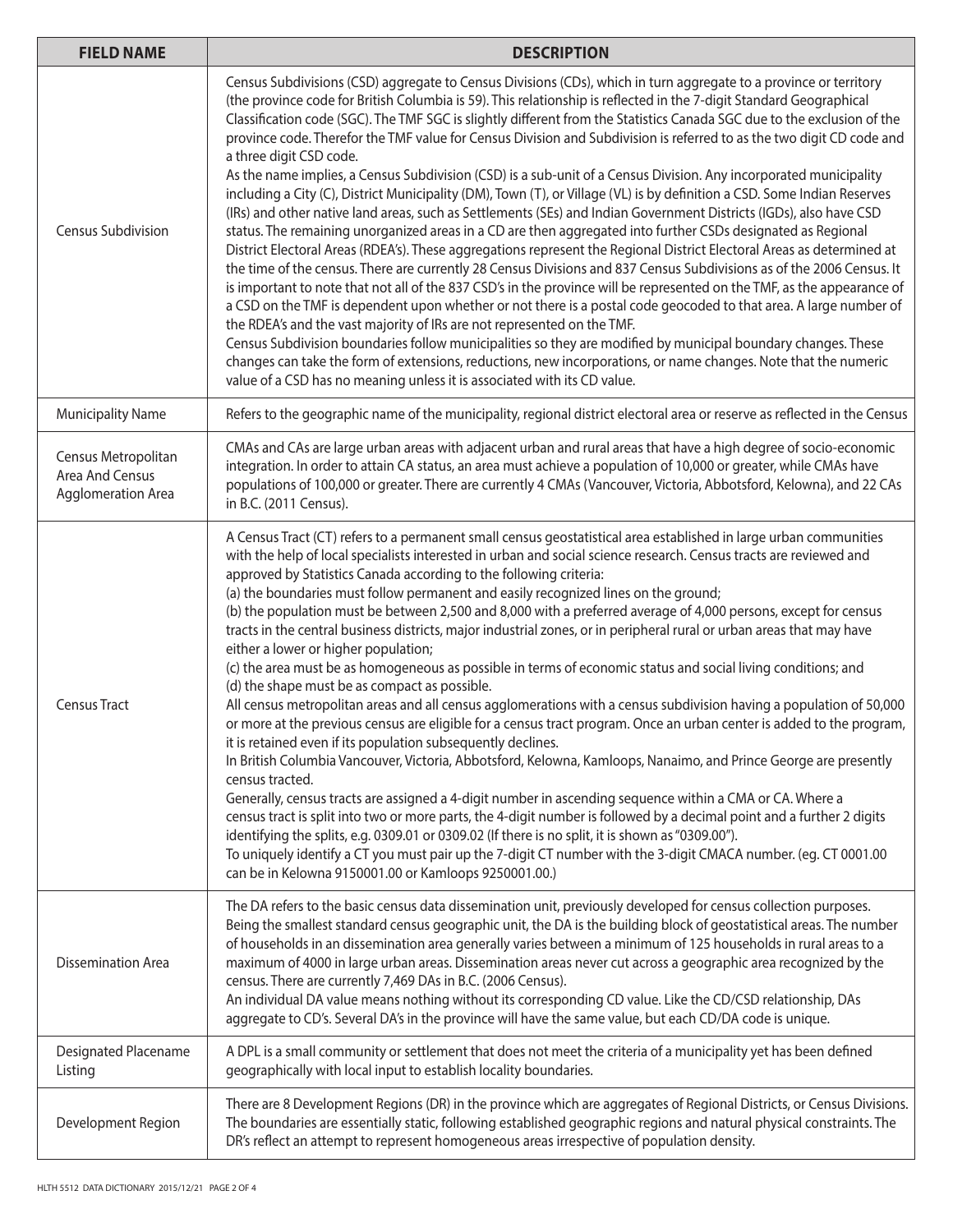| FIELD NAME | DESCRIPTION |
|---|---|
| Census Subdivision | Census Subdivisions (CSD) aggregate to Census Divisions (CDs), which in turn aggregate to a province or territory (the province code for British Columbia is 59). This relationship is reflected in the 7-digit Standard Geographical Classification code (SGC). The TMF SGC is slightly different from the Statistics Canada SGC due to the exclusion of the province code. Therefor the TMF value for Census Division and Subdivision is referred to as the two digit CD code and a three digit CSD code.<br>As the name implies, a Census Subdivision (CSD) is a sub-unit of a Census Division. Any incorporated municipality including a City (C), District Municipality (DM), Town (T), or Village (VL) is by definition a CSD. Some Indian Reserves (IRs) and other native land areas, such as Settlements (SEs) and Indian Government Districts (IGDs), also have CSD status. The remaining unorganized areas in a CD are then aggregated into further CSDs designated as Regional District Electoral Areas (RDEA's). These aggregations represent the Regional District Electoral Areas as determined at the time of the census. There are currently 28 Census Divisions and 837 Census Subdivisions as of the 2006 Census. It is important to note that not all of the 837 CSD's in the province will be represented on the TMF, as the appearance of a CSD on the TMF is dependent upon whether or not there is a postal code geocoded to that area. A large number of the RDEA's and the vast majority of IRs are not represented on the TMF.<br>Census Subdivision boundaries follow municipalities so they are modified by municipal boundary changes. These changes can take the form of extensions, reductions, new incorporations, or name changes. Note that the numeric value of a CSD has no meaning unless it is associated with its CD value. |
| Municipality Name | Refers to the geographic name of the municipality, regional district electoral area or reserve as reflected in the Census |
| Census Metropolitan Area And Census Agglomeration Area | CMAs and CAs are large urban areas with adjacent urban and rural areas that have a high degree of socio-economic integration. In order to attain CA status, an area must achieve a population of 10,000 or greater, while CMAs have populations of 100,000 or greater. There are currently 4 CMAs (Vancouver, Victoria, Abbotsford, Kelowna), and 22 CAs in B.C. (2011 Census). |
| Census Tract | A Census Tract (CT) refers to a permanent small census geostatistical area established in large urban communities with the help of local specialists interested in urban and social science research. Census tracts are reviewed and approved by Statistics Canada according to the following criteria:<br>(a) the boundaries must follow permanent and easily recognized lines on the ground;<br>(b) the population must be between 2,500 and 8,000 with a preferred average of 4,000 persons, except for census tracts in the central business districts, major industrial zones, or in peripheral rural or urban areas that may have either a lower or higher population;<br>(c) the area must be as homogeneous as possible in terms of economic status and social living conditions; and<br>(d) the shape must be as compact as possible.<br>All census metropolitan areas and all census agglomerations with a census subdivision having a population of 50,000 or more at the previous census are eligible for a census tract program. Once an urban center is added to the program, it is retained even if its population subsequently declines.<br>In British Columbia Vancouver, Victoria, Abbotsford, Kelowna, Kamloops, Nanaimo, and Prince George are presently census tracted.<br>Generally, census tracts are assigned a 4-digit number in ascending sequence within a CMA or CA. Where a census tract is split into two or more parts, the 4-digit number is followed by a decimal point and a further 2 digits identifying the splits, e.g. 0309.01 or 0309.02 (If there is no split, it is shown as "0309.00").<br>To uniquely identify a CT you must pair up the 7-digit CT number with the 3-digit CMACA number. (eg. CT 0001.00 can be in Kelowna 9150001.00 or Kamloops 9250001.00.) |
| Dissemination Area | The DA refers to the basic census data dissemination unit, previously developed for census collection purposes. Being the smallest standard census geographic unit, the DA is the building block of geostatistical areas. The number of households in an dissemination area generally varies between a minimum of 125 households in rural areas to a maximum of 4000 in large urban areas. Dissemination areas never cut across a geographic area recognized by the census. There are currently 7,469 DAs in B.C. (2006 Census).<br>An individual DA value means nothing without its corresponding CD value. Like the CD/CSD relationship, DAs aggregate to CD's. Several DA's in the province will have the same value, but each CD/DA code is unique. |
| Designated Placename Listing | A DPL is a small community or settlement that does not meet the criteria of a municipality yet has been defined geographically with local input to establish locality boundaries. |
| Development Region | There are 8 Development Regions (DR) in the province which are aggregates of Regional Districts, or Census Divisions. The boundaries are essentially static, following established geographic regions and natural physical constraints. The DR's reflect an attempt to represent homogeneous areas irrespective of population density. |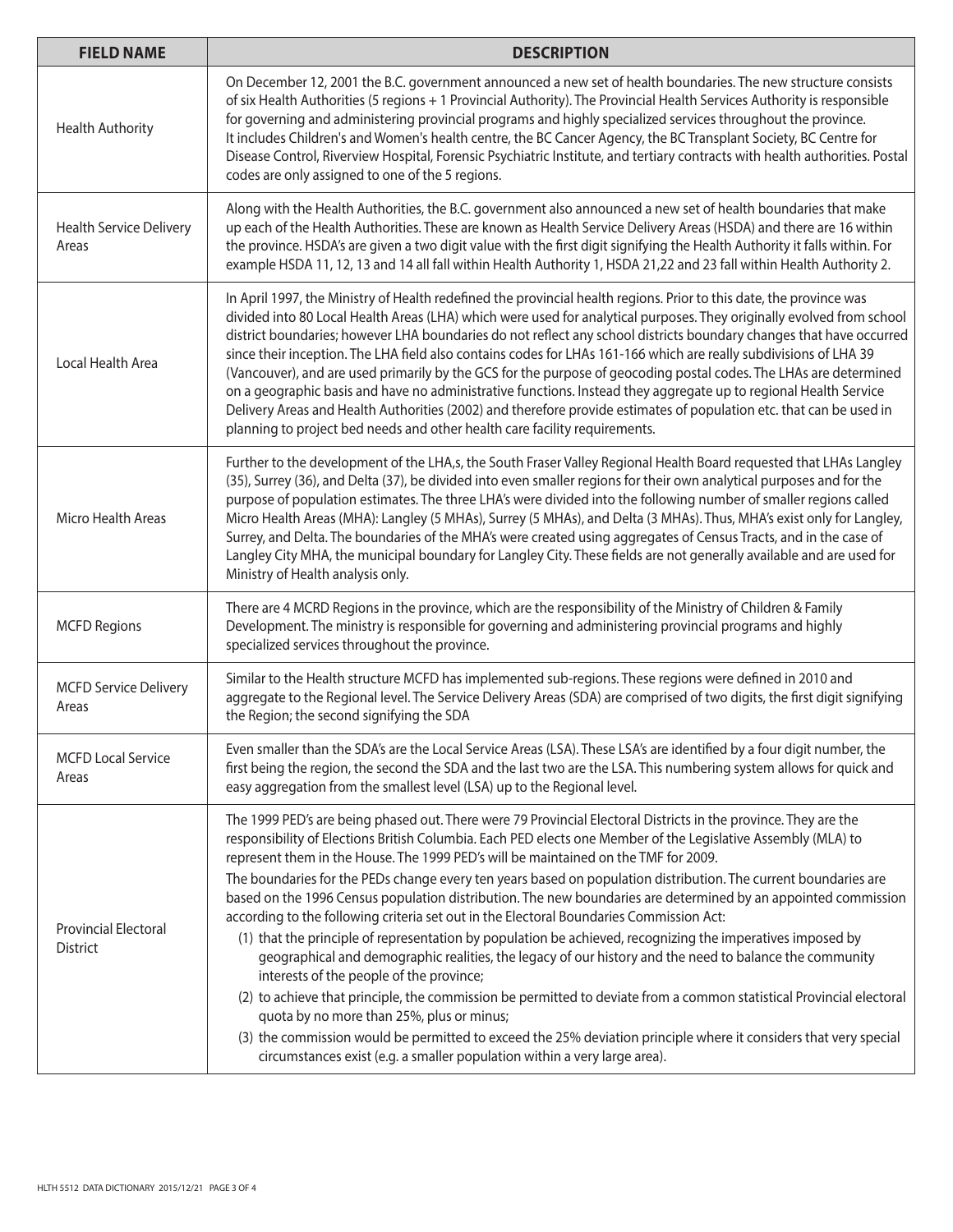| FIELD NAME | DESCRIPTION |
|---|---|
| Health Authority | On December 12, 2001 the B.C. government announced a new set of health boundaries. The new structure consists of six Health Authorities (5 regions + 1 Provincial Authority). The Provincial Health Services Authority is responsible for governing and administering provincial programs and highly specialized services throughout the province. It includes Children's and Women's health centre, the BC Cancer Agency, the BC Transplant Society, BC Centre for Disease Control, Riverview Hospital, Forensic Psychiatric Institute, and tertiary contracts with health authorities. Postal codes are only assigned to one of the 5 regions. |
| Health Service Delivery Areas | Along with the Health Authorities, the B.C. government also announced a new set of health boundaries that make up each of the Health Authorities. These are known as Health Service Delivery Areas (HSDA) and there are 16 within the province. HSDA's are given a two digit value with the first digit signifying the Health Authority it falls within. For example HSDA 11, 12, 13 and 14 all fall within Health Authority 1, HSDA 21,22 and 23 fall within Health Authority 2. |
| Local Health Area | In April 1997, the Ministry of Health redefined the provincial health regions. Prior to this date, the province was divided into 80 Local Health Areas (LHA) which were used for analytical purposes. They originally evolved from school district boundaries; however LHA boundaries do not reflect any school districts boundary changes that have occurred since their inception. The LHA field also contains codes for LHAs 161-166 which are really subdivisions of LHA 39 (Vancouver), and are used primarily by the GCS for the purpose of geocoding postal codes. The LHAs are determined on a geographic basis and have no administrative functions. Instead they aggregate up to regional Health Service Delivery Areas and Health Authorities (2002) and therefore provide estimates of population etc. that can be used in planning to project bed needs and other health care facility requirements. |
| Micro Health Areas | Further to the development of the LHA,s, the South Fraser Valley Regional Health Board requested that LHAs Langley (35), Surrey (36), and Delta (37), be divided into even smaller regions for their own analytical purposes and for the purpose of population estimates. The three LHA's were divided into the following number of smaller regions called Micro Health Areas (MHA): Langley (5 MHAs), Surrey (5 MHAs), and Delta (3 MHAs). Thus, MHA's exist only for Langley, Surrey, and Delta. The boundaries of the MHA's were created using aggregates of Census Tracts, and in the case of Langley City MHA, the municipal boundary for Langley City. These fields are not generally available and are used for Ministry of Health analysis only. |
| MCFD Regions | There are 4 MCRD Regions in the province, which are the responsibility of the Ministry of Children & Family Development. The ministry is responsible for governing and administering provincial programs and highly specialized services throughout the province. |
| MCFD Service Delivery Areas | Similar to the Health structure MCFD has implemented sub-regions. These regions were defined in 2010 and aggregate to the Regional level. The Service Delivery Areas (SDA) are comprised of two digits, the first digit signifying the Region; the second signifying the SDA |
| MCFD Local Service Areas | Even smaller than the SDA's are the Local Service Areas (LSA). These LSA's are identified by a four digit number, the first being the region, the second the SDA and the last two are the LSA. This numbering system allows for quick and easy aggregation from the smallest level (LSA) up to the Regional level. |
| Provincial Electoral District | The 1999 PED's are being phased out. There were 79 Provincial Electoral Districts in the province. They are the responsibility of Elections British Columbia. Each PED elects one Member of the Legislative Assembly (MLA) to represent them in the House. The 1999 PED's will be maintained on the TMF for 2009.<br>The boundaries for the PEDs change every ten years based on population distribution. The current boundaries are based on the 1996 Census population distribution. The new boundaries are determined by an appointed commission according to the following criteria set out in the Electoral Boundaries Commission Act:<br>(1) that the principle of representation by population be achieved, recognizing the imperatives imposed by geographical and demographic realities, the legacy of our history and the need to balance the community interests of the people of the province;<br>(2) to achieve that principle, the commission be permitted to deviate from a common statistical Provincial electoral quota by no more than 25%, plus or minus;<br>(3) the commission would be permitted to exceed the 25% deviation principle where it considers that very special circumstances exist (e.g. a smaller population within a very large area). |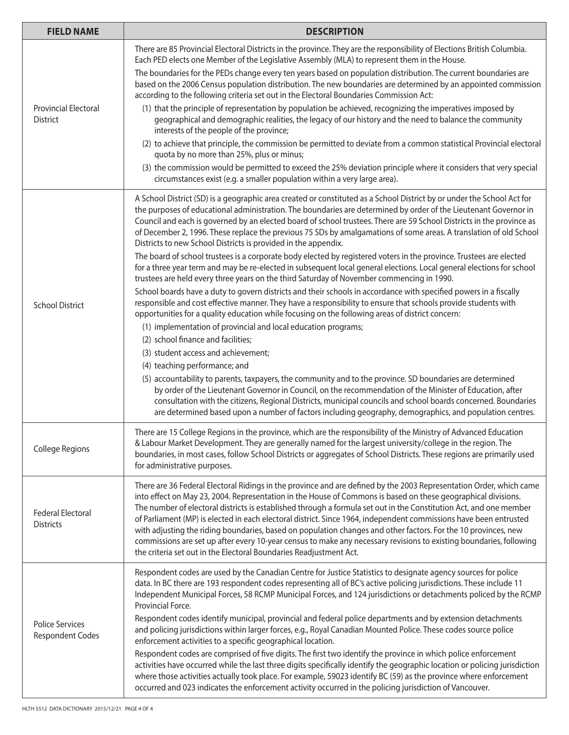| FIELD NAME | DESCRIPTION |
| --- | --- |
| Provincial Electoral District | There are 85 Provincial Electoral Districts in the province. They are the responsibility of Elections British Columbia. Each PED elects one Member of the Legislative Assembly (MLA) to represent them in the House.<br>The boundaries for the PEDs change every ten years based on population distribution. The current boundaries are based on the 2006 Census population distribution. The new boundaries are determined by an appointed commission according to the following criteria set out in the Electoral Boundaries Commission Act:<br>(1) that the principle of representation by population be achieved, recognizing the imperatives imposed by geographical and demographic realities, the legacy of our history and the need to balance the community interests of the people of the province;<br>(2) to achieve that principle, the commission be permitted to deviate from a common statistical Provincial electoral quota by no more than 25%, plus or minus;<br>(3) the commission would be permitted to exceed the 25% deviation principle where it considers that very special circumstances exist (e.g. a smaller population within a very large area). |
| School District | A School District (SD) is a geographic area created or constituted as a School District by or under the School Act for the purposes of educational administration. The boundaries are determined by order of the Lieutenant Governor in Council and each is governed by an elected board of school trustees. There are 59 School Districts in the province as of December 2, 1996. These replace the previous 75 SDs by amalgamations of some areas. A translation of old School Districts to new School Districts is provided in the appendix.<br>The board of school trustees is a corporate body elected by registered voters in the province. Trustees are elected for a three year term and may be re-elected in subsequent local general elections. Local general elections for school trustees are held every three years on the third Saturday of November commencing in 1990.<br>School boards have a duty to govern districts and their schools in accordance with specified powers in a fiscally responsible and cost effective manner. They have a responsibility to ensure that schools provide students with opportunities for a quality education while focusing on the following areas of district concern:<br>(1) implementation of provincial and local education programs;<br>(2) school finance and facilities;<br>(3) student access and achievement;<br>(4) teaching performance; and<br>(5) accountability to parents, taxpayers, the community and to the province. SD boundaries are determined by order of the Lieutenant Governor in Council, on the recommendation of the Minister of Education, after consultation with the citizens, Regional Districts, municipal councils and school boards concerned. Boundaries are determined based upon a number of factors including geography, demographics, and population centres. |
| College Regions | There are 15 College Regions in the province, which are the responsibility of the Ministry of Advanced Education & Labour Market Development. They are generally named for the largest university/college in the region. The boundaries, in most cases, follow School Districts or aggregates of School Districts. These regions are primarily used for administrative purposes. |
| Federal Electoral Districts | There are 36 Federal Electoral Ridings in the province and are defined by the 2003 Representation Order, which came into effect on May 23, 2004. Representation in the House of Commons is based on these geographical divisions. The number of electoral districts is established through a formula set out in the Constitution Act, and one member of Parliament (MP) is elected in each electoral district. Since 1964, independent commissions have been entrusted with adjusting the riding boundaries, based on population changes and other factors. For the 10 provinces, new commissions are set up after every 10-year census to make any necessary revisions to existing boundaries, following the criteria set out in the Electoral Boundaries Readjustment Act. |
| Police Services Respondent Codes | Respondent codes are used by the Canadian Centre for Justice Statistics to designate agency sources for police data. In BC there are 193 respondent codes representing all of BC's active policing jurisdictions. These include 11 Independent Municipal Forces, 58 RCMP Municipal Forces, and 124 jurisdictions or detachments policed by the RCMP Provincial Force.<br>Respondent codes identify municipal, provincial and federal police departments and by extension detachments and policing jurisdictions within larger forces, e.g., Royal Canadian Mounted Police. These codes source police enforcement activities to a specific geographical location.<br>Respondent codes are comprised of five digits. The first two identify the province in which police enforcement activities have occurred while the last three digits specifically identify the geographic location or policing jurisdiction where those activities actually took place. For example, 59023 identify BC (59) as the province where enforcement occurred and 023 indicates the enforcement activity occurred in the policing jurisdiction of Vancouver. |